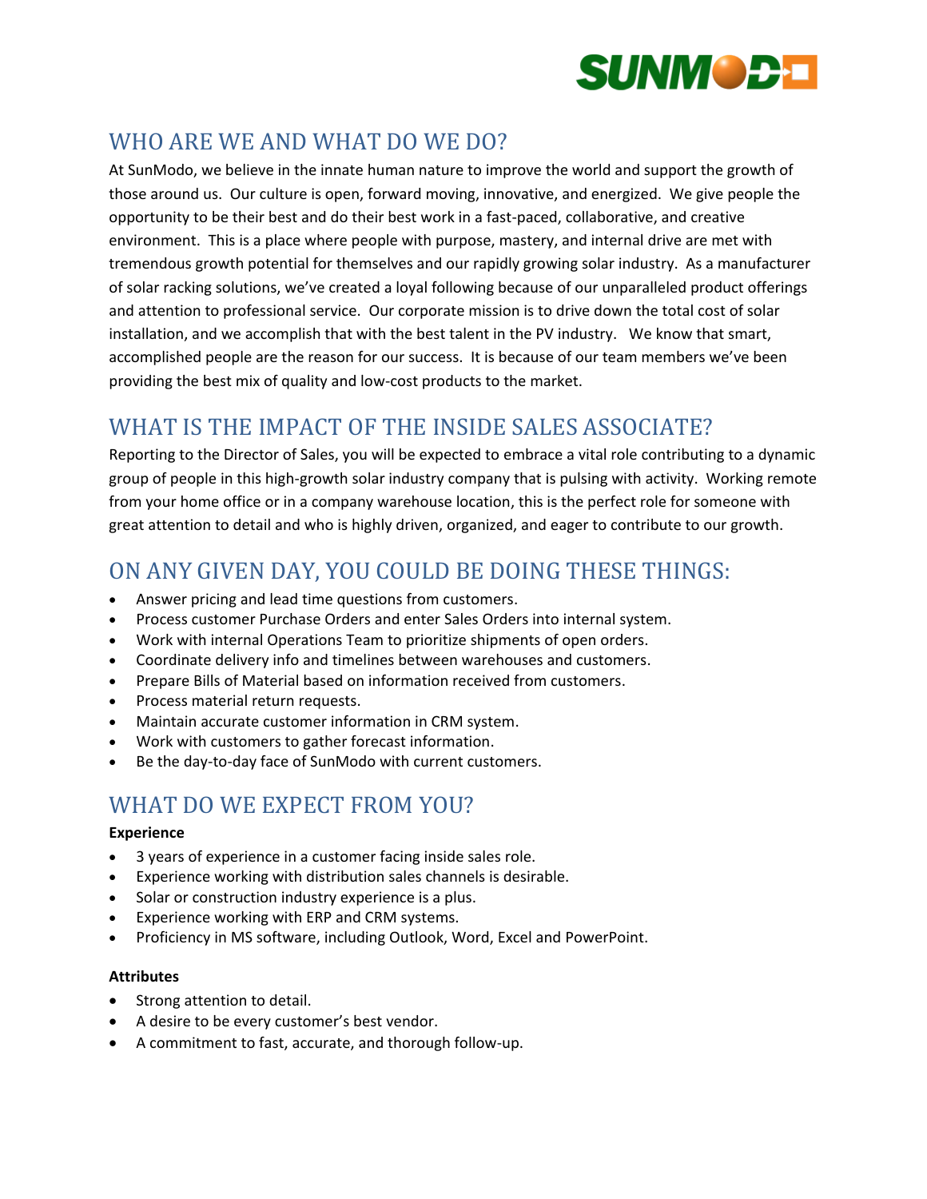SUNMODO

## WHO ARE WE AND WHAT DO WE DO?

At SunModo, we believe in the innate human nature to improve the world and support the growth of those around us. Our culture is open, forward moving, innovative, and energized. We give people the opportunity to be their best and do their best work in a fast-paced, collaborative, and creative environment. This is a place where people with purpose, mastery, and internal drive are met with tremendous growth potential for themselves and our rapidly growing solar industry. As a manufacturer of solar racking solutions, we've created a loyal following because of our unparalleled product offerings and attention to professional service. Our corporate mission is to drive down the total cost of solar installation, and we accomplish that with the best talent in the PV industry. We know that smart, accomplished people are the reason for our success. It is because of our team members we've been providing the best mix of quality and low-cost products to the market.

## WHAT IS THE IMPACT OF THE INSIDE SALES ASSOCIATE?

Reporting to the Director of Sales, you will be expected to embrace a vital role contributing to a dynamic group of people in this high-growth solar industry company that is pulsing with activity. Working remote from your home office or in a company warehouse location, this is the perfect role for someone with great attention to detail and who is highly driven, organized, and eager to contribute to our growth.

## ON ANY GIVEN DAY, YOU COULD BE DOING THESE THINGS:

- Answer pricing and lead time questions from customers.
- Process customer Purchase Orders and enter Sales Orders into internal system.
- Work with internal Operations Team to prioritize shipments of open orders.
- Coordinate delivery info and timelines between warehouses and customers.
- Prepare Bills of Material based on information received from customers.
- Process material return requests.
- Maintain accurate customer information in CRM system.
- Work with customers to gather forecast information.
- Be the day-to-day face of SunModo with current customers.

## WHAT DO WE EXPECT FROM YOU?

**Experience**

- 3 years of experience in a customer facing inside sales role.
- Experience working with distribution sales channels is desirable.
- Solar or construction industry experience is a plus.
- Experience working with ERP and CRM systems.
- Proficiency in MS software, including Outlook, Word, Excel and PowerPoint.

**Attributes**

- Strong attention to detail.
- A desire to be every customer's best vendor.
- A commitment to fast, accurate, and thorough follow-up.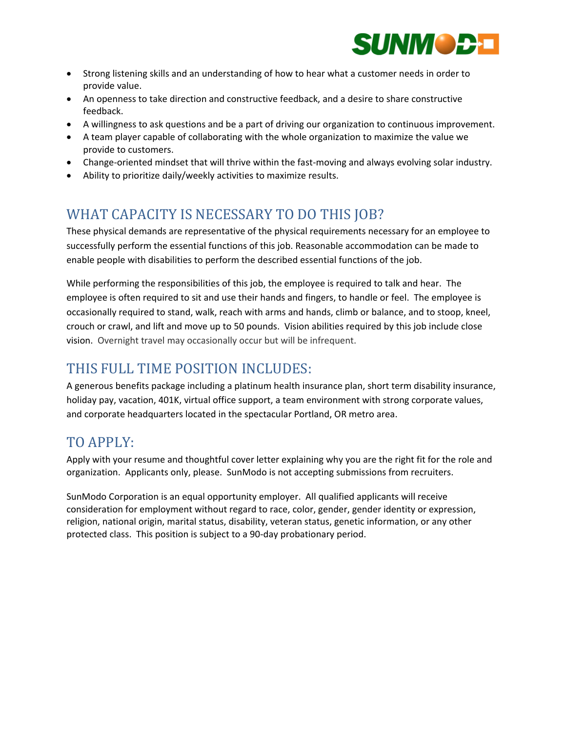- Strong listening skills and an understanding of how to hear what a customer needs in order to provide value.
- An openness to take direction and constructive feedback, and a desire to share constructive feedback.
- A willingness to ask questions and be a part of driving our organization to continuous improvement.
- A team player capable of collaborating with the whole organization to maximize the value we provide to customers.
- Change-oriented mindset that will thrive within the fast-moving and always evolving solar industry.
- Ability to prioritize daily/weekly activities to maximize results.

## WHAT CAPACITY IS NECESSARY TO DO THIS JOB?

These physical demands are representative of the physical requirements necessary for an employee to successfully perform the essential functions of this job. Reasonable accommodation can be made to enable people with disabilities to perform the described essential functions of the job.

While performing the responsibilities of this job, the employee is required to talk and hear. The employee is often required to sit and use their hands and fingers, to handle or feel. The employee is occasionally required to stand, walk, reach with arms and hands, climb or balance, and to stoop, kneel, crouch or crawl, and lift and move up to 50 pounds. Vision abilities required by this job include close vision. Overnight travel may occasionally occur but will be infrequent.

## THIS FULL TIME POSITION INCLUDES:

A generous benefits package including a platinum health insurance plan, short term disability insurance, holiday pay, vacation, 401K, virtual office support, a team environment with strong corporate values, and corporate headquarters located in the spectacular Portland, OR metro area.

## TO APPLY:

Apply with your resume and thoughtful cover letter explaining why you are the right fit for the role and organization. Applicants only, please. SunModo is not accepting submissions from recruiters.

SunModo Corporation is an equal opportunity employer. All qualified applicants will receive consideration for employment without regard to race, color, gender, gender identity or expression, religion, national origin, marital status, disability, veteran status, genetic information, or any other protected class. This position is subject to a 90-day probationary period.